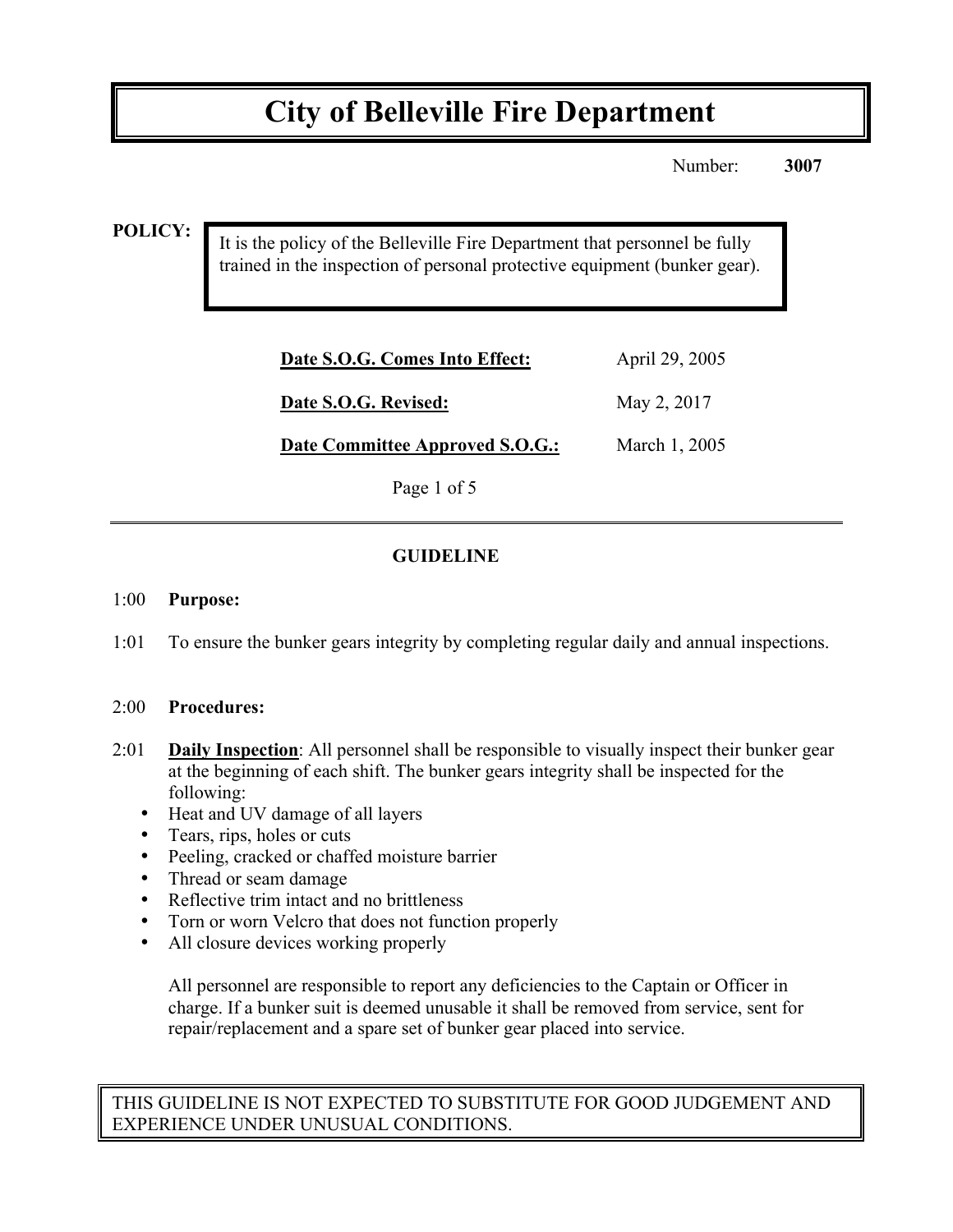# City of Belleville Fire Department

Number: **3007**

**POLICY:**

It is the policy of the Belleville Fire Department that personnel be fully trained in the inspection of personal protective equipment (bunker gear).

| | |
|---|---|
| **Date S.O.G. Comes Into Effect:** | April 29, 2005 |
| **Date S.O.G. Revised:** | May 2, 2017 |
| **Date Committee Approved S.O.G.:** | March 1, 2005 |

## GUIDELINE

1:00 **Purpose:**

1:01 To ensure the bunker gears integrity by completing regular daily and annual inspections.

2:00 **Procedures:**

2:01 **Daily Inspection**: All personnel shall be responsible to visually inspect their bunker gear at the beginning of each shift. The bunker gears integrity shall be inspected for the following:

- Heat and UV damage of all layers
- Tears, rips, holes or cuts
- Peeling, cracked or chaffed moisture barrier
- Thread or seam damage
- Reflective trim intact and no brittleness
- Torn or worn Velcro that does not function properly
- All closure devices working properly

All personnel are responsible to report any deficiencies to the Captain or Officer in charge. If a bunker suit is deemed unusable it shall be removed from service, sent for repair/replacement and a spare set of bunker gear placed into service.

THIS GUIDELINE IS NOT EXPECTED TO SUBSTITUTE FOR GOOD JUDGEMENT AND EXPERIENCE UNDER UNUSUAL CONDITIONS.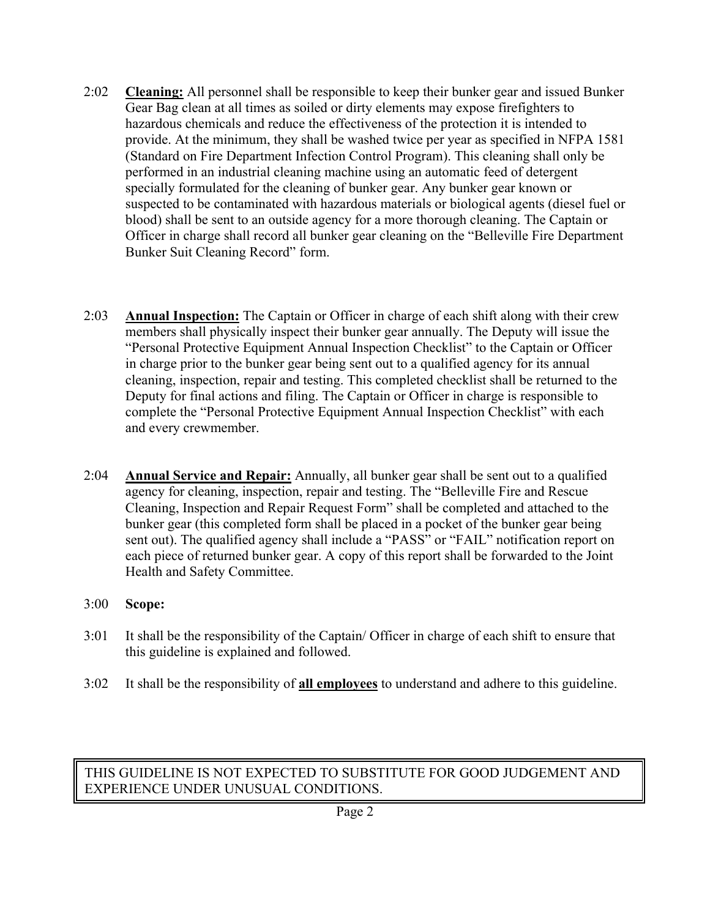2:02 **Cleaning:** All personnel shall be responsible to keep their bunker gear and issued Bunker Gear Bag clean at all times as soiled or dirty elements may expose firefighters to hazardous chemicals and reduce the effectiveness of the protection it is intended to provide. At the minimum, they shall be washed twice per year as specified in NFPA 1581 (Standard on Fire Department Infection Control Program). This cleaning shall only be performed in an industrial cleaning machine using an automatic feed of detergent specially formulated for the cleaning of bunker gear. Any bunker gear known or suspected to be contaminated with hazardous materials or biological agents (diesel fuel or blood) shall be sent to an outside agency for a more thorough cleaning. The Captain or Officer in charge shall record all bunker gear cleaning on the "Belleville Fire Department Bunker Suit Cleaning Record" form.

2:03 **Annual Inspection:** The Captain or Officer in charge of each shift along with their crew members shall physically inspect their bunker gear annually. The Deputy will issue the "Personal Protective Equipment Annual Inspection Checklist" to the Captain or Officer in charge prior to the bunker gear being sent out to a qualified agency for its annual cleaning, inspection, repair and testing. This completed checklist shall be returned to the Deputy for final actions and filing. The Captain or Officer in charge is responsible to complete the "Personal Protective Equipment Annual Inspection Checklist" with each and every crewmember.

2:04 **Annual Service and Repair:** Annually, all bunker gear shall be sent out to a qualified agency for cleaning, inspection, repair and testing. The "Belleville Fire and Rescue Cleaning, Inspection and Repair Request Form" shall be completed and attached to the bunker gear (this completed form shall be placed in a pocket of the bunker gear being sent out). The qualified agency shall include a "PASS" or "FAIL" notification report on each piece of returned bunker gear. A copy of this report shall be forwarded to the Joint Health and Safety Committee.

3:00 **Scope:**

3:01 It shall be the responsibility of the Captain/ Officer in charge of each shift to ensure that this guideline is explained and followed.

3:02 It shall be the responsibility of **all employees** to understand and adhere to this guideline.

THIS GUIDELINE IS NOT EXPECTED TO SUBSTITUTE FOR GOOD JUDGEMENT AND EXPERIENCE UNDER UNUSUAL CONDITIONS.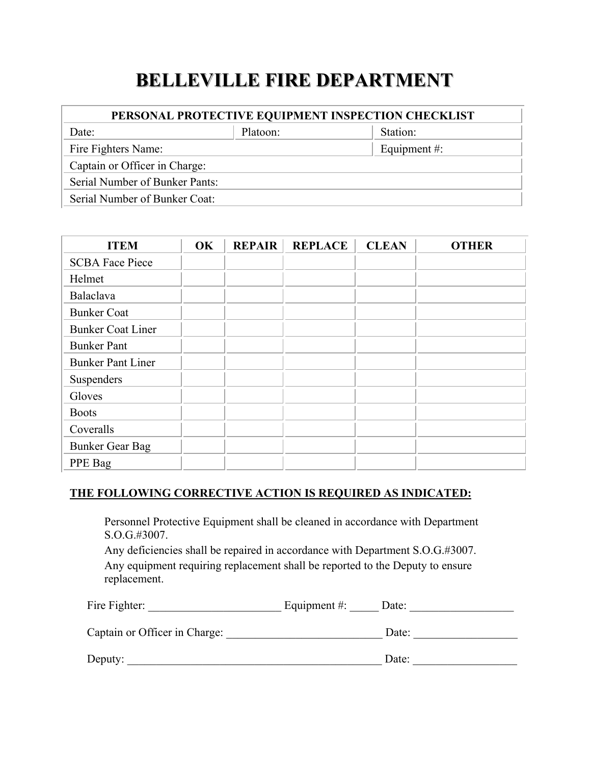# BELLEVILLE FIRE DEPARTMENT

| PERSONAL PROTECTIVE EQUIPMENT INSPECTION CHECKLIST | | |
|---|---|---|
| Date: | Platoon: | Station: |
| Fire Fighters Name: | | Equipment #: |
| Captain or Officer in Charge: | | |
| Serial Number of Bunker Pants: | | |
| Serial Number of Bunker Coat: | | |

| ITEM | OK | REPAIR | REPLACE | CLEAN | OTHER |
|---|---|---|---|---|---|
| SCBA Face Piece | | | | | |
| Helmet | | | | | |
| Balaclava | | | | | |
| Bunker Coat | | | | | |
| Bunker Coat Liner | | | | | |
| Bunker Pant | | | | | |
| Bunker Pant Liner | | | | | |
| Suspenders | | | | | |
| Gloves | | | | | |
| Boots | | | | | |
| Coveralls | | | | | |
| Bunker Gear Bag | | | | | |
| PPE Bag | | | | | |

**THE FOLLOWING CORRECTIVE ACTION IS REQUIRED AS INDICATED:**

Personnel Protective Equipment shall be cleaned in accordance with Department S.O.G.#3007.

Any deficiencies shall be repaired in accordance with Department S.O.G.#3007.

Any equipment requiring replacement shall be reported to the Deputy to ensure replacement.

Fire Fighter: ______________________ Equipment #: _____ Date: _________________

Captain or Officer in Charge: __________________________ Date: _________________

Deputy: ____________________________________________ Date: _________________